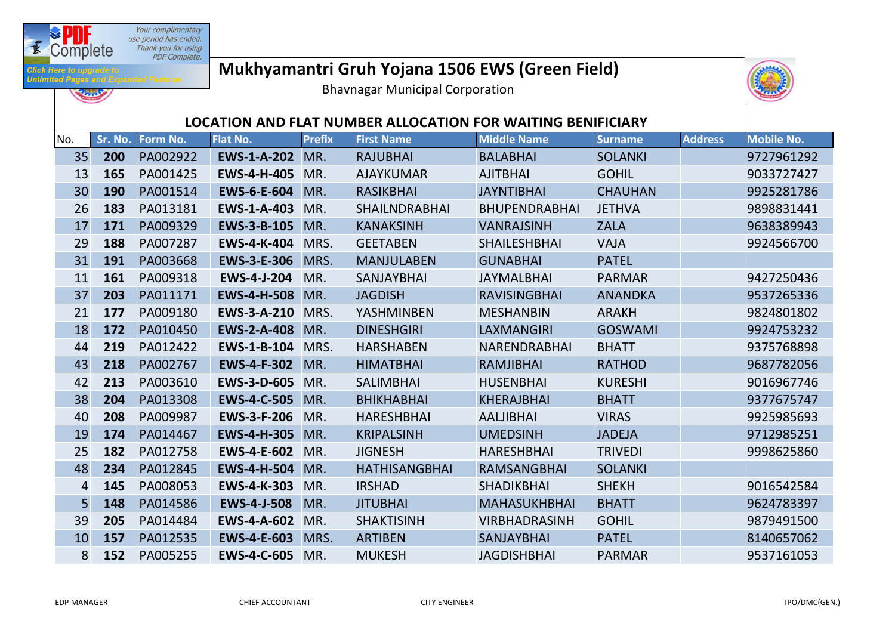# Mukhyamantri Gruh Yojana 1506 EWS (Green Field)

Bhavnagar Municipal Corporation

## LOCATION AND FLAT NUMBER ALLOCATION FOR WAITING BENIFICIARY

| No. | Sr. No. | Form No. | Flat No. | Prefix | First Name | Middle Name | Surname | Address | Mobile No. |
|---|---|---|---|---|---|---|---|---|---|
| 35 | **200** | PA002922 | **EWS-1-A-202** | MR. | RAJUBHAI | BALABHAI | SOLANKI | | 9727961292 |
| 13 | **165** | PA001425 | **EWS-4-H-405** | MR. | AJAYKUMAR | AJITBHAI | GOHIL | | 9033727427 |
| 30 | **190** | PA001514 | **EWS-6-E-604** | MR. | RASIKBHAI | JAYNTIBHAI | CHAUHAN | | 9925281786 |
| 26 | **183** | PA013181 | **EWS-1-A-403** | MR. | SHAILNDRABHAI | BHUPENDRABHAI | JETHVA | | 9898831441 |
| 17 | **171** | PA009329 | **EWS-3-B-105** | MR. | KANAKSINH | VANRAJSINH | ZALA | | 9638389943 |
| 29 | **188** | PA007287 | **EWS-4-K-404** | MRS. | GEETABEN | SHAILESHBHAI | VAJA | | 9924566700 |
| 31 | **191** | PA003668 | **EWS-3-E-306** | MRS. | MANJULABEN | GUNABHAI | PATEL | | |
| 11 | **161** | PA009318 | **EWS-4-J-204** | MR. | SANJAYBHAI | JAYMALBHAI | PARMAR | | 9427250436 |
| 37 | **203** | PA011171 | **EWS-4-H-508** | MR. | JAGDISH | RAVISINGBHAI | ANANDKA | | 9537265336 |
| 21 | **177** | PA009180 | **EWS-3-A-210** | MRS. | YASHMINBEN | MESHANBIN | ARAKH | | 9824801802 |
| 18 | **172** | PA010450 | **EWS-2-A-408** | MR. | DINESHGIRI | LAXMANGIRI | GOSWAMI | | 9924753232 |
| 44 | **219** | PA012422 | **EWS-1-B-104** | MRS. | HARSHABEN | NARENDRABHAI | BHATT | | 9375768898 |
| 43 | **218** | PA002767 | **EWS-4-F-302** | MR. | HIMATBHAI | RAMJIBHAI | RATHOD | | 9687782056 |
| 42 | **213** | PA003610 | **EWS-3-D-605** | MR. | SALIMBHAI | HUSENBHAI | KURESHI | | 9016967746 |
| 38 | **204** | PA013308 | **EWS-4-C-505** | MR. | BHIKHABHAI | KHERAJBHAI | BHATT | | 9377675747 |
| 40 | **208** | PA009987 | **EWS-3-F-206** | MR. | HARESHBHAI | AALJIBHAI | VIRAS | | 9925985693 |
| 19 | **174** | PA014467 | **EWS-4-H-305** | MR. | KRIPALSINH | UMEDSINH | JADEJA | | 9712985251 |
| 25 | **182** | PA012758 | **EWS-4-E-602** | MR. | JIGNESH | HARESHBHAI | TRIVEDI | | 9998625860 |
| 48 | **234** | PA012845 | **EWS-4-H-504** | MR. | HATHISANGBHAI | RAMSANGBHAI | SOLANKI | | |
| 4 | **145** | PA008053 | **EWS-4-K-303** | MR. | IRSHAD | SHADIKBHAI | SHEKH | | 9016542584 |
| 5 | **148** | PA014586 | **EWS-4-J-508** | MR. | JITUBHAI | MAHASUKHBHAI | BHATT | | 9624783397 |
| 39 | **205** | PA014484 | **EWS-4-A-602** | MR. | SHAKTISINH | VIRBHADRASINH | GOHIL | | 9879491500 |
| 10 | **157** | PA012535 | **EWS-4-E-603** | MRS. | ARTIBEN | SANJAYBHAI | PATEL | | 8140657062 |
| 8 | **152** | PA005255 | **EWS-4-C-605** | MR. | MUKESH | JAGDISHBHAI | PARMAR | | 9537161053 |

EDP MANAGER　　　CHIEF ACCOUNTANT　　　CITY ENGINEER　　　TPO/DMC(GEN.)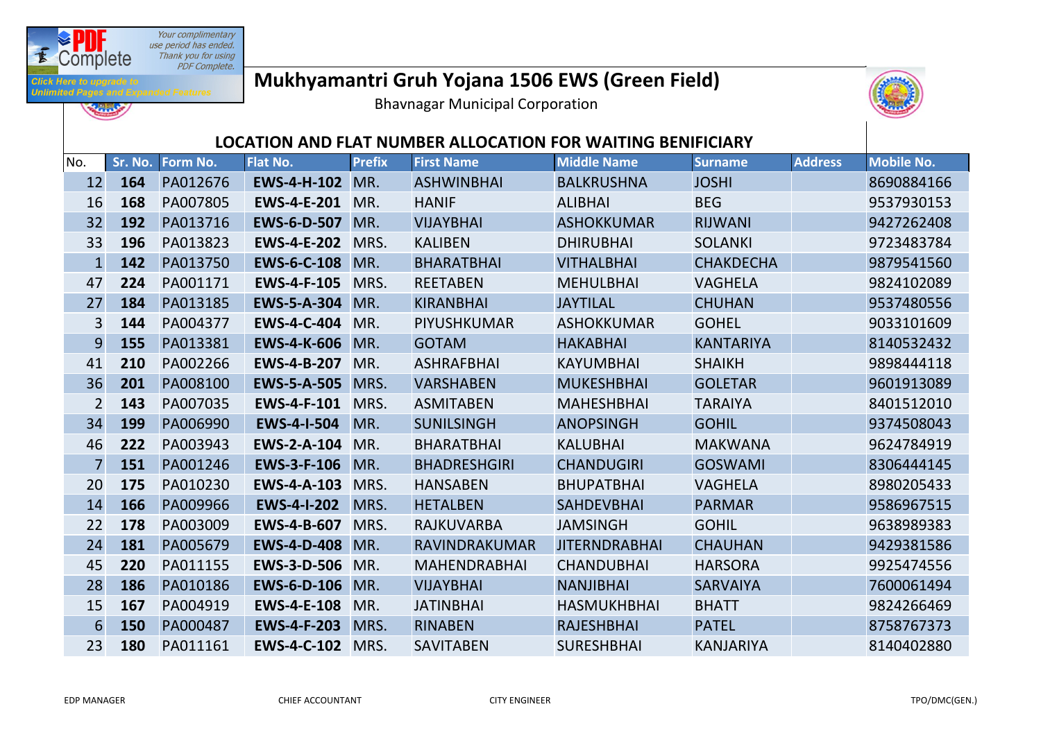# Mukhyamantri Gruh Yojana 1506 EWS (Green Field)

Bhavnagar Municipal Corporation

## LOCATION AND FLAT NUMBER ALLOCATION FOR WAITING BENIFICIARY

| No. | Sr. No. | Form No. | Flat No. | Prefix | First Name | Middle Name | Surname | Address | Mobile No. |
|---|---|---|---|---|---|---|---|---|---|
| 12 | **164** | PA012676 | **EWS-4-H-102** | MR. | ASHWINBHAI | BALKRUSHNA | JOSHI | | 8690884166 |
| 16 | **168** | PA007805 | **EWS-4-E-201** | MR. | HANIF | ALIBHAI | BEG | | 9537930153 |
| 32 | **192** | PA013716 | **EWS-6-D-507** | MR. | VIJAYBHAI | ASHOKKUMAR | RIJWANI | | 9427262408 |
| 33 | **196** | PA013823 | **EWS-4-E-202** | MRS. | KALIBEN | DHIRUBHAI | SOLANKI | | 9723483784 |
| 1 | **142** | PA013750 | **EWS-6-C-108** | MR. | BHARATBHAI | VITHALBHAI | CHAKDECHA | | 9879541560 |
| 47 | **224** | PA001171 | **EWS-4-F-105** | MRS. | REETABEN | MEHULBHAI | VAGHELA | | 9824102089 |
| 27 | **184** | PA013185 | **EWS-5-A-304** | MR. | KIRANBHAI | JAYTILAL | CHUHAN | | 9537480556 |
| 3 | **144** | PA004377 | **EWS-4-C-404** | MR. | PIYUSHKUMAR | ASHOKKUMAR | GOHEL | | 9033101609 |
| 9 | **155** | PA013381 | **EWS-4-K-606** | MR. | GOTAM | HAKABHAI | KANTARIYA | | 8140532432 |
| 41 | **210** | PA002266 | **EWS-4-B-207** | MR. | ASHRAFBHAI | KAYUMBHAI | SHAIKH | | 9898444118 |
| 36 | **201** | PA008100 | **EWS-5-A-505** | MRS. | VARSHABEN | MUKESHBHAI | GOLETAR | | 9601913089 |
| 2 | **143** | PA007035 | **EWS-4-F-101** | MRS. | ASMITABEN | MAHESHBHAI | TARAIYA | | 8401512010 |
| 34 | **199** | PA006990 | **EWS-4-I-504** | MR. | SUNILSINGH | ANOPSINGH | GOHIL | | 9374508043 |
| 46 | **222** | PA003943 | **EWS-2-A-104** | MR. | BHARATBHAI | KALUBHAI | MAKWANA | | 9624784919 |
| 7 | **151** | PA001246 | **EWS-3-F-106** | MR. | BHADRESHGIRI | CHANDUGIRI | GOSWAMI | | 8306444145 |
| 20 | **175** | PA010230 | **EWS-4-A-103** | MRS. | HANSABEN | BHUPATBHAI | VAGHELA | | 8980205433 |
| 14 | **166** | PA009966 | **EWS-4-I-202** | MRS. | HETALBEN | SAHDEVBHAI | PARMAR | | 9586967515 |
| 22 | **178** | PA003009 | **EWS-4-B-607** | MRS. | RAJKUVARBA | JAMSINGH | GOHIL | | 9638989383 |
| 24 | **181** | PA005679 | **EWS-4-D-408** | MR. | RAVINDRAKUMAR | JITERNDRABHAI | CHAUHAN | | 9429381586 |
| 45 | **220** | PA011155 | **EWS-3-D-506** | MR. | MAHENDRABHAI | CHANDUBHAI | HARSORA | | 9925474556 |
| 28 | **186** | PA010186 | **EWS-6-D-106** | MR. | VIJAYBHAI | NANJIBHAI | SARVAIYA | | 7600061494 |
| 15 | **167** | PA004919 | **EWS-4-E-108** | MR. | JATINBHAI | HASMUKHBHAI | BHATT | | 9824266469 |
| 6 | **150** | PA000487 | **EWS-4-F-203** | MRS. | RINABEN | RAJESHBHAI | PATEL | | 8758767373 |
| 23 | **180** | PA011161 | **EWS-4-C-102** | MRS. | SAVITABEN | SURESHBHAI | KANJARIYA | | 8140402880 |

EDP MANAGER | CHIEF ACCOUNTANT | CITY ENGINEER | TPO/DMC(GEN.)